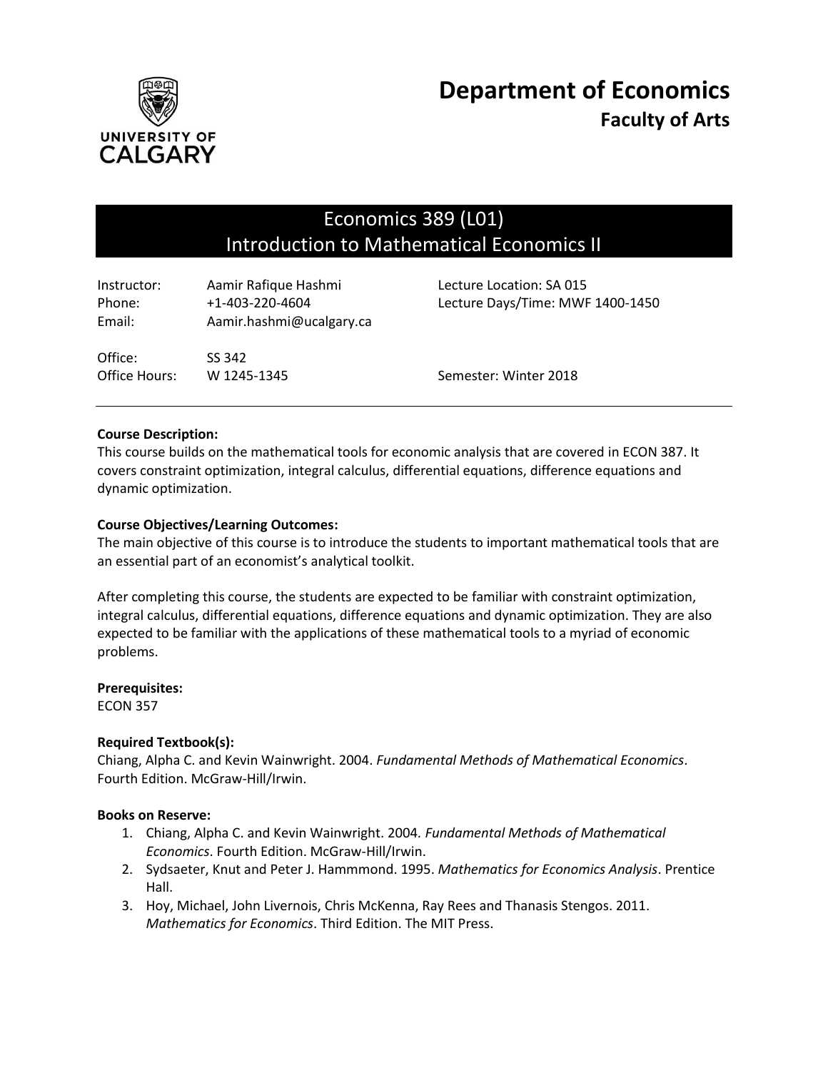# Department of Economics

## Faculty of Arts

# Economics 389 (L01)
# Introduction to Mathematical Economics II

| | | |
|---|---|---|
| Instructor: | Aamir Rafique Hashmi | Lecture Location: SA 015 |
| Phone: | +1-403-220-4604 | Lecture Days/Time: MWF 1400-1450 |
| Email: | Aamir.hashmi@ucalgary.ca | |
| Office: | SS 342 | |
| Office Hours: | W 1245-1345 | Semester: Winter 2018 |

**Course Description:**
This course builds on the mathematical tools for economic analysis that are covered in ECON 387. It covers constraint optimization, integral calculus, differential equations, difference equations and dynamic optimization.

**Course Objectives/Learning Outcomes:**
The main objective of this course is to introduce the students to important mathematical tools that are an essential part of an economist's analytical toolkit.

After completing this course, the students are expected to be familiar with constraint optimization, integral calculus, differential equations, difference equations and dynamic optimization. They are also expected to be familiar with the applications of these mathematical tools to a myriad of economic problems.

**Prerequisites:**
ECON 357

**Required Textbook(s):**
Chiang, Alpha C. and Kevin Wainwright. 2004. *Fundamental Methods of Mathematical Economics*. Fourth Edition. McGraw-Hill/Irwin.

**Books on Reserve:**

1. Chiang, Alpha C. and Kevin Wainwright. 2004. *Fundamental Methods of Mathematical Economics*. Fourth Edition. McGraw-Hill/Irwin.
2. Sydsaeter, Knut and Peter J. Hammmond. 1995. *Mathematics for Economics Analysis*. Prentice Hall.
3. Hoy, Michael, John Livernois, Chris McKenna, Ray Rees and Thanasis Stengos. 2011. *Mathematics for Economics*. Third Edition. The MIT Press.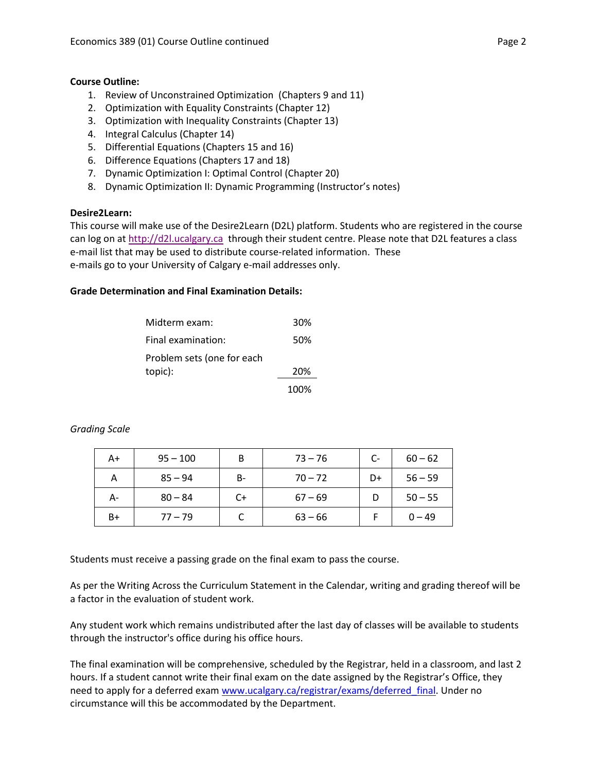**Course Outline:**

1. Review of Unconstrained Optimization (Chapters 9 and 11)
2. Optimization with Equality Constraints (Chapter 12)
3. Optimization with Inequality Constraints (Chapter 13)
4. Integral Calculus (Chapter 14)
5. Differential Equations (Chapters 15 and 16)
6. Difference Equations (Chapters 17 and 18)
7. Dynamic Optimization I: Optimal Control (Chapter 20)
8. Dynamic Optimization II: Dynamic Programming (Instructor's notes)

**Desire2Learn:**

This course will make use of the Desire2Learn (D2L) platform. Students who are registered in the course can log on at http://d2l.ucalgary.ca through their student centre. Please note that D2L features a class e-mail list that may be used to distribute course-related information. These e-mails go to your University of Calgary e-mail addresses only.

**Grade Determination and Final Examination Details:**

| | |
|---|---|
| Midterm exam: | 30% |
| Final examination: | 50% |
| Problem sets (one for each topic): | 20% |
| | 100% |

*Grading Scale*

| | | | | | |
|---|---|---|---|---|---|
| A+ | 95 – 100 | B | 73 – 76 | C- | 60 – 62 |
| A | 85 – 94 | B- | 70 – 72 | D+ | 56 – 59 |
| A- | 80 – 84 | C+ | 67 – 69 | D | 50 – 55 |
| B+ | 77 – 79 | C | 63 – 66 | F | 0 – 49 |

Students must receive a passing grade on the final exam to pass the course.

As per the Writing Across the Curriculum Statement in the Calendar, writing and grading thereof will be a factor in the evaluation of student work.

Any student work which remains undistributed after the last day of classes will be available to students through the instructor's office during his office hours.

The final examination will be comprehensive, scheduled by the Registrar, held in a classroom, and last 2 hours. If a student cannot write their final exam on the date assigned by the Registrar's Office, they need to apply for a deferred exam www.ucalgary.ca/registrar/exams/deferred_final. Under no circumstance will this be accommodated by the Department.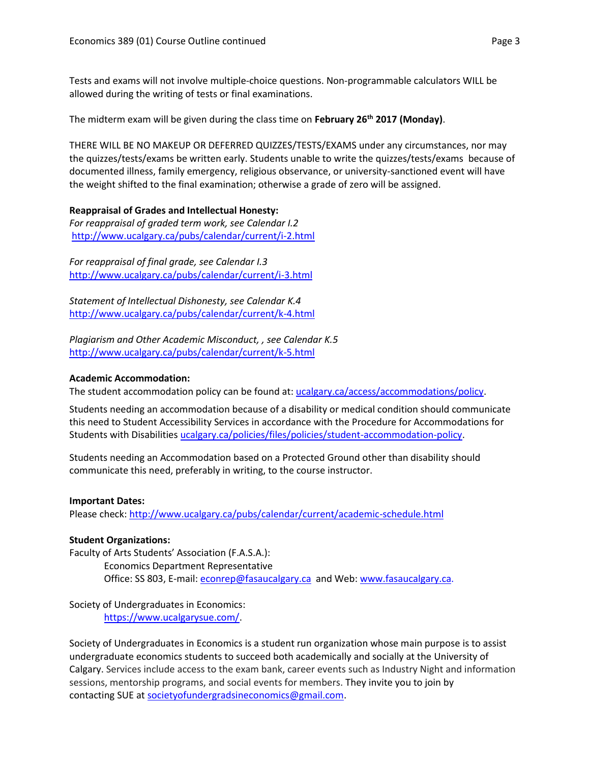Tests and exams will not involve multiple-choice questions. Non-programmable calculators WILL be allowed during the writing of tests or final examinations.

The midterm exam will be given during the class time on **February 26th 2017 (Monday)**.

THERE WILL BE NO MAKEUP OR DEFERRED QUIZZES/TESTS/EXAMS under any circumstances, nor may the quizzes/tests/exams be written early. Students unable to write the quizzes/tests/exams because of documented illness, family emergency, religious observance, or university-sanctioned event will have the weight shifted to the final examination; otherwise a grade of zero will be assigned.

**Reappraisal of Grades and Intellectual Honesty:**
*For reappraisal of graded term work, see Calendar I.2*
http://www.ucalgary.ca/pubs/calendar/current/i-2.html

*For reappraisal of final grade, see Calendar I.3*
http://www.ucalgary.ca/pubs/calendar/current/i-3.html

*Statement of Intellectual Dishonesty, see Calendar K.4*
http://www.ucalgary.ca/pubs/calendar/current/k-4.html

*Plagiarism and Other Academic Misconduct, , see Calendar K.5*
http://www.ucalgary.ca/pubs/calendar/current/k-5.html

**Academic Accommodation:**
The student accommodation policy can be found at: ucalgary.ca/access/accommodations/policy.

Students needing an accommodation because of a disability or medical condition should communicate this need to Student Accessibility Services in accordance with the Procedure for Accommodations for Students with Disabilities ucalgary.ca/policies/files/policies/student-accommodation-policy.

Students needing an Accommodation based on a Protected Ground other than disability should communicate this need, preferably in writing, to the course instructor.

**Important Dates:**
Please check: http://www.ucalgary.ca/pubs/calendar/current/academic-schedule.html

**Student Organizations:**
Faculty of Arts Students' Association (F.A.S.A.):
Economics Department Representative
Office: SS 803, E-mail: econrep@fasaucalgary.ca and Web: www.fasaucalgary.ca.

Society of Undergraduates in Economics:
https://www.ucalgarysue.com/.

Society of Undergraduates in Economics is a student run organization whose main purpose is to assist undergraduate economics students to succeed both academically and socially at the University of Calgary. Services include access to the exam bank, career events such as Industry Night and information sessions, mentorship programs, and social events for members. They invite you to join by contacting SUE at societyofundergradsineconomics@gmail.com.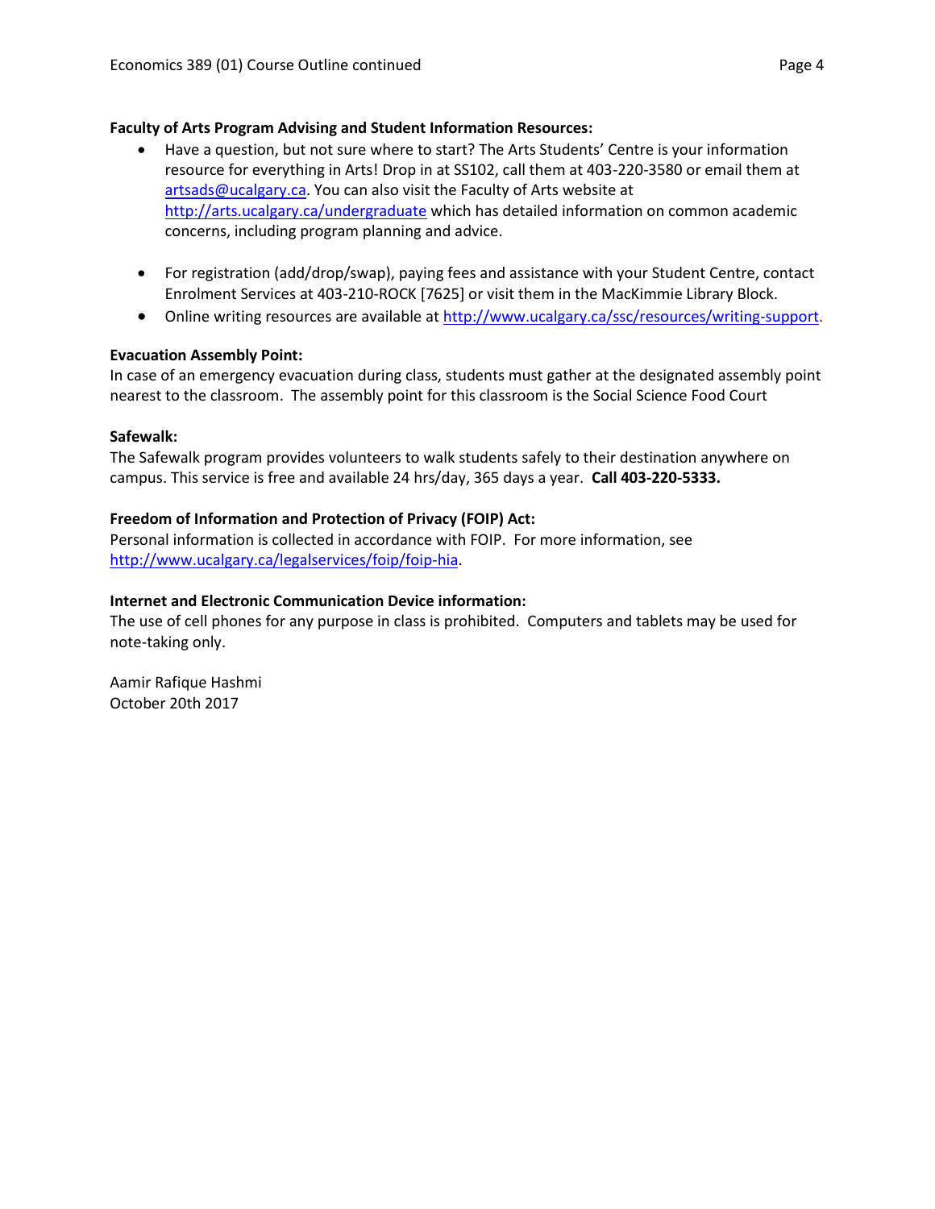**Faculty of Arts Program Advising and Student Information Resources:**

- Have a question, but not sure where to start? The Arts Students' Centre is your information resource for everything in Arts! Drop in at SS102, call them at 403-220-3580 or email them at artsads@ucalgary.ca. You can also visit the Faculty of Arts website at http://arts.ucalgary.ca/undergraduate which has detailed information on common academic concerns, including program planning and advice.

- For registration (add/drop/swap), paying fees and assistance with your Student Centre, contact Enrolment Services at 403-210-ROCK [7625] or visit them in the MacKimmie Library Block.
- Online writing resources are available at http://www.ucalgary.ca/ssc/resources/writing-support.

**Evacuation Assembly Point:**
In case of an emergency evacuation during class, students must gather at the designated assembly point nearest to the classroom. The assembly point for this classroom is the Social Science Food Court

**Safewalk:**
The Safewalk program provides volunteers to walk students safely to their destination anywhere on campus. This service is free and available 24 hrs/day, 365 days a year. **Call 403-220-5333.**

**Freedom of Information and Protection of Privacy (FOIP) Act:**
Personal information is collected in accordance with FOIP. For more information, see http://www.ucalgary.ca/legalservices/foip/foip-hia.

**Internet and Electronic Communication Device information:**
The use of cell phones for any purpose in class is prohibited. Computers and tablets may be used for note-taking only.

Aamir Rafique Hashmi
October 20th 2017